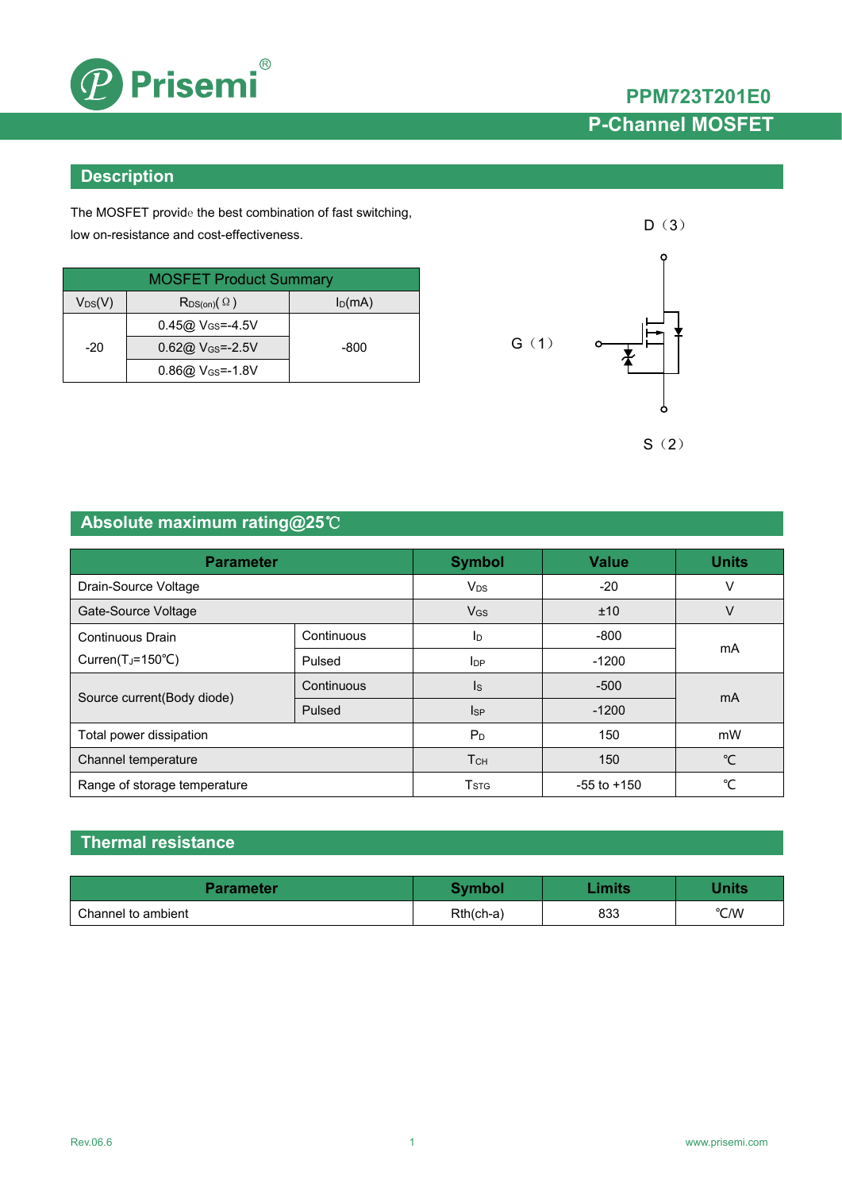# PPM723T201E0

## P-Channel MOSFET

## Description

The MOSFET provide the best combination of fast switching, low on-resistance and cost-effectiveness.

| MOSFET Product Summary | | |
|---|---|---|
| $V_{DS}$(V) | $R_{DS(on)}$(Ω) | $I_D$(mA) |
| -20 | 0.45@ $V_{GS}$=-4.5V | -800 |
| | 0.62@ $V_{GS}$=-2.5V | |
| | 0.86@ $V_{GS}$=-1.8V | |

D（3）

G（1）

S（2）

## Absolute maximum rating@25℃

| Parameter | | Symbol | Value | Units |
|---|---|---|---|---|
| Drain-Source Voltage | | $V_{DS}$ | -20 | V |
| Gate-Source Voltage | | $V_{GS}$ | ±10 | V |
| Continuous Drain Curren($T_J$=150℃) | Continuous | $I_D$ | -800 | mA |
| | Pulsed | $I_{DP}$ | -1200 | |
| Source current(Body diode) | Continuous | $I_S$ | -500 | mA |
| | Pulsed | $I_{SP}$ | -1200 | |
| Total power dissipation | | $P_D$ | 150 | mW |
| Channel temperature | | $T_{CH}$ | 150 | ℃ |
| Range of storage temperature | | $T_{STG}$ | -55 to +150 | ℃ |

## Thermal resistance

| Parameter | Symbol | Limits | Units |
|---|---|---|---|
| Channel to ambient | Rth(ch-a) | 833 | ℃/W |

Rev.06.6

www.prisemi.com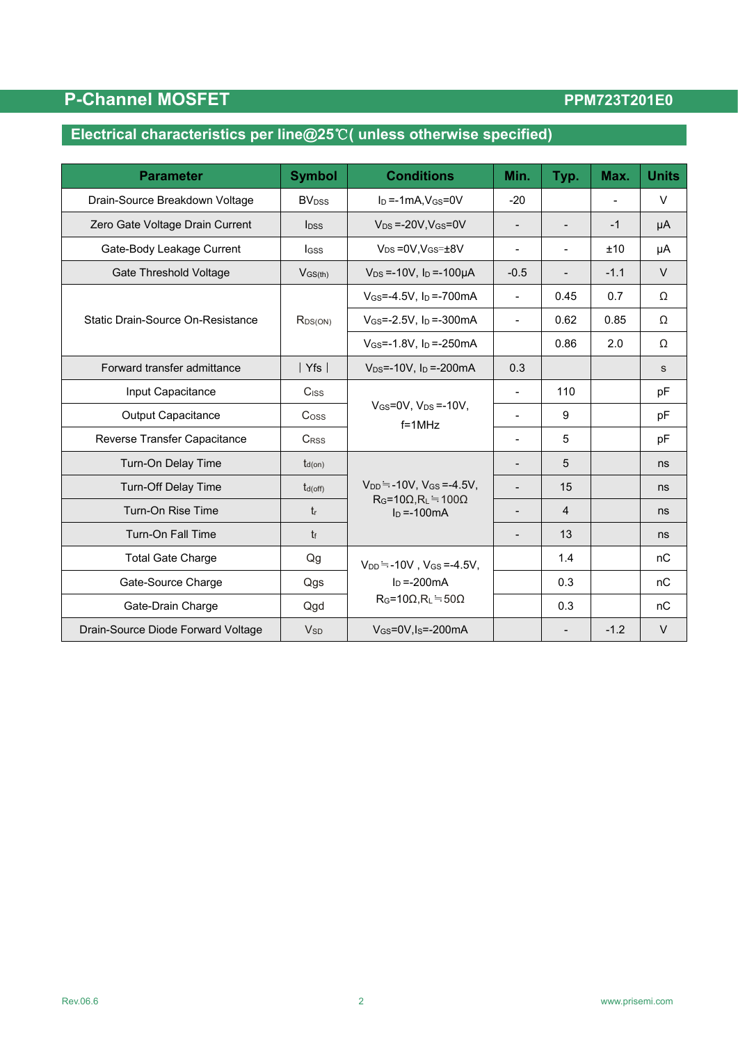## Electrical characteristics per line@25℃( unless otherwise specified)

| Parameter | Symbol | Conditions | Min. | Typ. | Max. | Units |
|---|---|---|---|---|---|---|
| Drain-Source Breakdown Voltage | $BV_{DSS}$ | $I_D$ =-1mA,$V_{GS}$=0V | -20 | | - | V |
| Zero Gate Voltage Drain Current | $I_{DSS}$ | $V_{DS}$ =-20V,$V_{GS}$=0V | - | - | -1 | μA |
| Gate-Body Leakage Current | $I_{GSS}$ | $V_{DS}$ =0V,$V_{GS}$=±8V | - | - | ±10 | μA |
| Gate Threshold Voltage | $V_{GS(th)}$ | $V_{DS}$ =-10V, $I_D$ =-100μA | -0.5 | - | -1.1 | V |
| Static Drain-Source On-Resistance | $R_{DS(ON)}$ | $V_{GS}$=-4.5V, $I_D$ =-700mA | - | 0.45 | 0.7 | Ω |
| | | $V_{GS}$=-2.5V, $I_D$ =-300mA | - | 0.62 | 0.85 | Ω |
| | | $V_{GS}$=-1.8V, $I_D$ =-250mA | | 0.86 | 2.0 | Ω |
| Forward transfer admittance | \| Yfs \| | $V_{DS}$=-10V, $I_D$ =-200mA | 0.3 | | | s |
| Input Capacitance | $C_{ISS}$ | $V_{GS}$=0V, $V_{DS}$ =-10V, f=1MHz | - | 110 | | pF |
| Output Capacitance | $C_{OSS}$ | | - | 9 | | pF |
| Reverse Transfer Capacitance | $C_{RSS}$ | | - | 5 | | pF |
| Turn-On Delay Time | $t_{d(on)}$ | $V_{DD}$≒-10V, $V_{GS}$ =-4.5V, $R_G$=10Ω,$R_L$≒100Ω $I_D$ =-100mA | - | 5 | | ns |
| Turn-Off Delay Time | $t_{d(off)}$ | | - | 15 | | ns |
| Turn-On Rise Time | $t_r$ | | - | 4 | | ns |
| Turn-On Fall Time | $t_f$ | | - | 13 | | ns |
| Total Gate Charge | Qg | $V_{DD}$≒-10V , $V_{GS}$ =-4.5V, $I_D$ =-200mA $R_G$=10Ω,$R_L$≒50Ω | | 1.4 | | nC |
| Gate-Source Charge | Qgs | | | 0.3 | | nC |
| Gate-Drain Charge | Qgd | | | 0.3 | | nC |
| Drain-Source Diode Forward Voltage | $V_{SD}$ | $V_{GS}$=0V,$I_S$=-200mA | | - | -1.2 | V |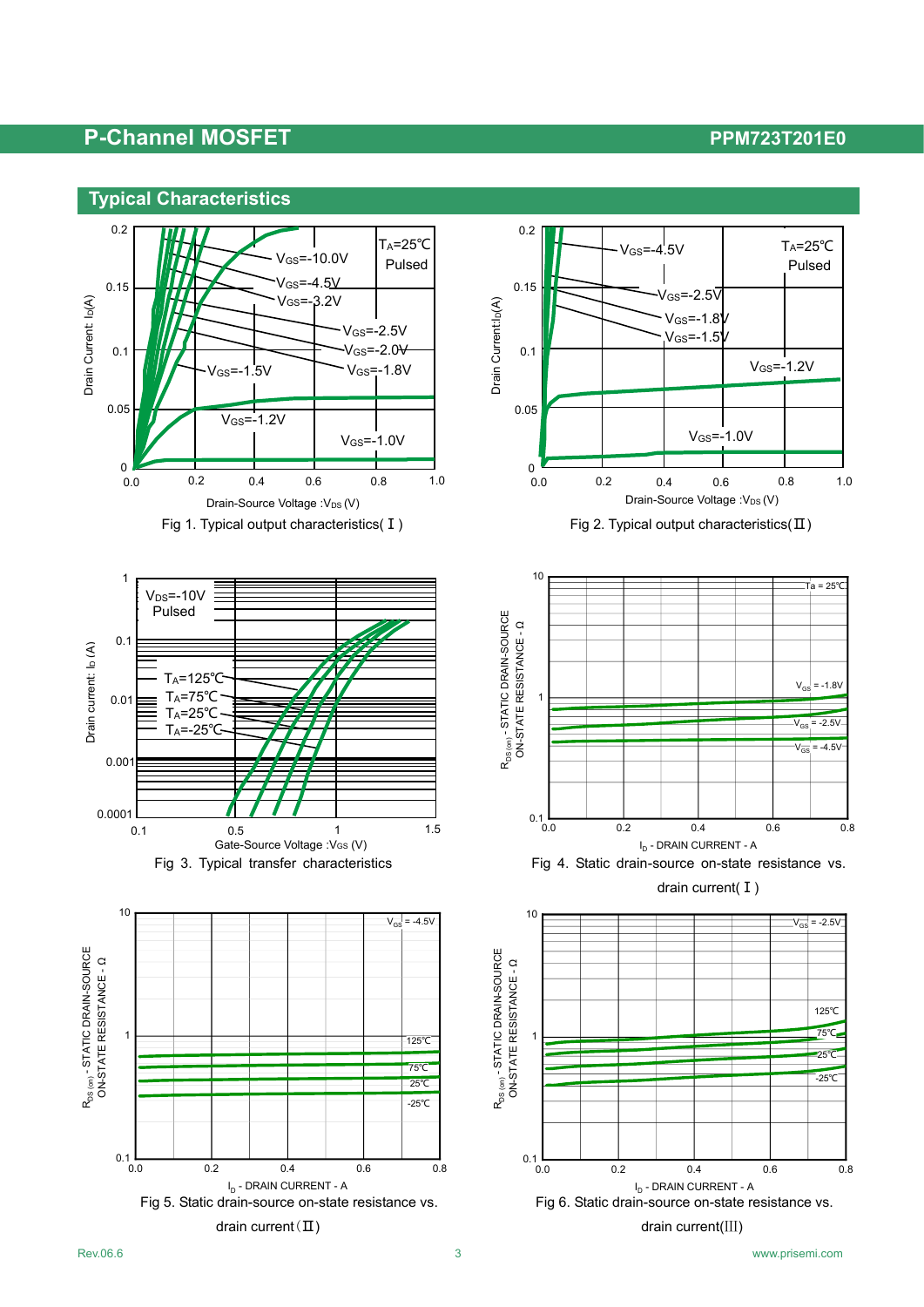## Typical Characteristics

Fig 1. Typical output characteristics( Ⅰ )

Fig 2. Typical output characteristics(Ⅱ)

Fig 3. Typical transfer characteristics

Fig 4. Static drain-source on-state resistance vs. drain current( Ⅰ )

Fig 5. Static drain-source on-state resistance vs. drain current（Ⅱ)

Fig 6. Static drain-source on-state resistance vs. drain current(Ⅲ)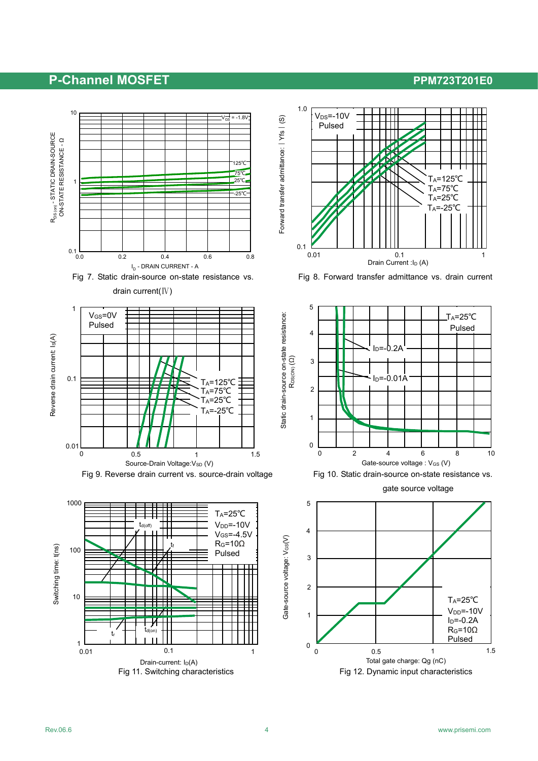Fig 7. Static drain-source on-state resistance vs. drain current(Ⅳ)

Fig 8. Forward transfer admittance vs. drain current

Fig 9. Reverse drain current vs. source-drain voltage

Fig 10. Static drain-source on-state resistance vs. gate source voltage

Fig 11. Switching characteristics

Fig 12. Dynamic input characteristics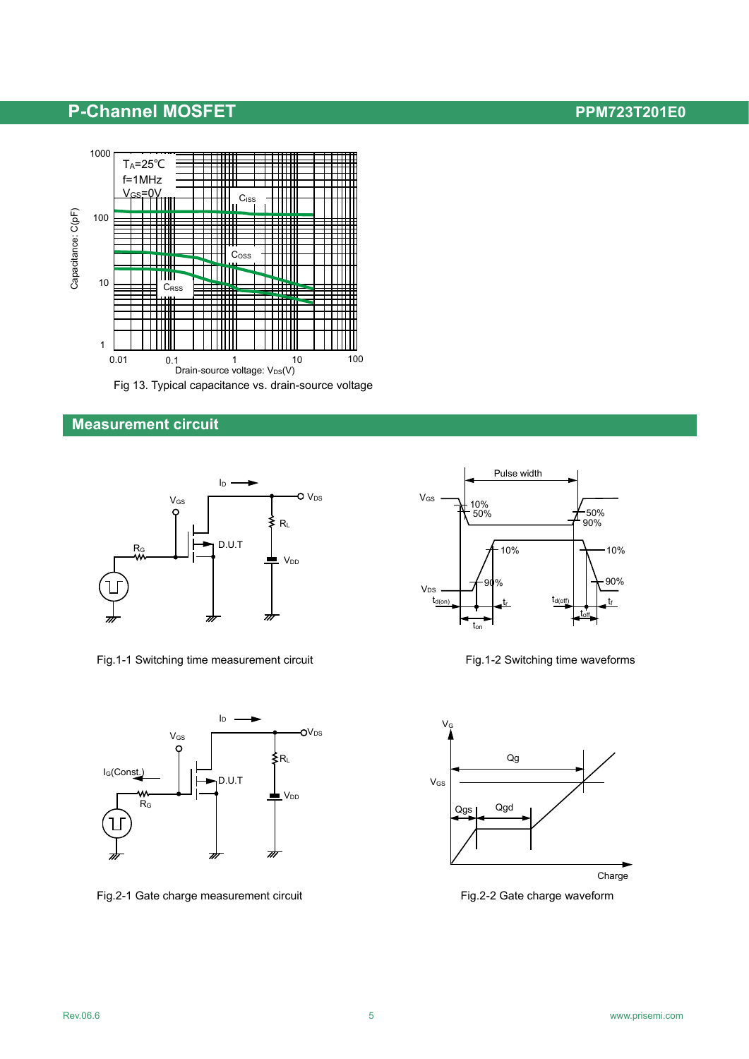Fig 13. Typical capacitance vs. drain-source voltage

## Measurement circuit

Fig.1-1 Switching time measurement circuit

Fig.1-2 Switching time waveforms

Fig.2-1 Gate charge measurement circuit

Fig.2-2 Gate charge waveform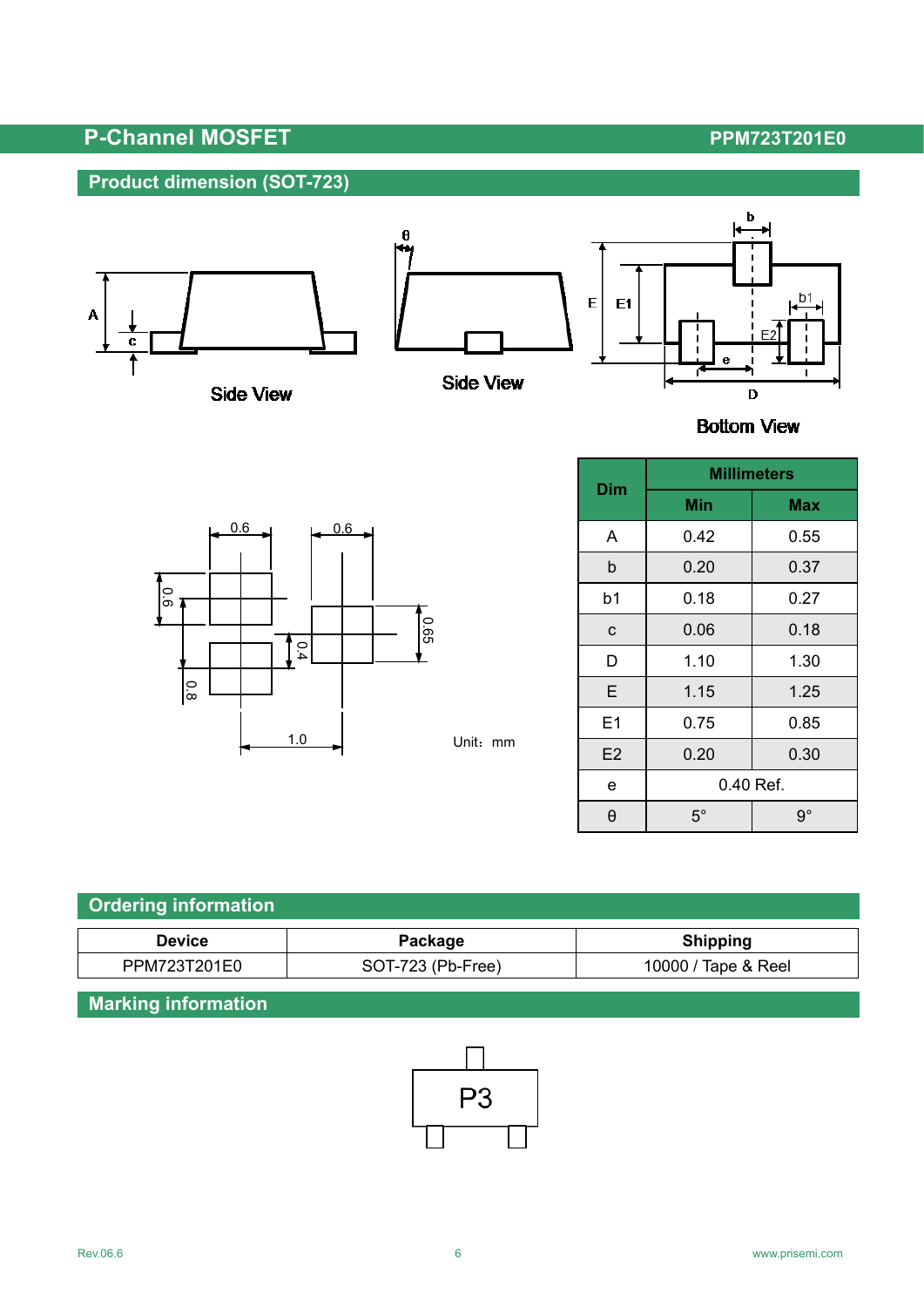## Product dimension (SOT-723)

Side View

Side View

Bottom View

Unit：mm

| Dim | Millimeters | |
|---|---|---|
| | Min | Max |
| A | 0.42 | 0.55 |
| b | 0.20 | 0.37 |
| b1 | 0.18 | 0.27 |
| c | 0.06 | 0.18 |
| D | 1.10 | 1.30 |
| E | 1.15 | 1.25 |
| E1 | 0.75 | 0.85 |
| E2 | 0.20 | 0.30 |
| e | 0.40 Ref. | |
| θ | 5° | 9° |

## Ordering information

| Device | Package | Shipping |
|---|---|---|
| PPM723T201E0 | SOT-723 (Pb-Free) | 10000 / Tape & Reel |

## Marking information

P3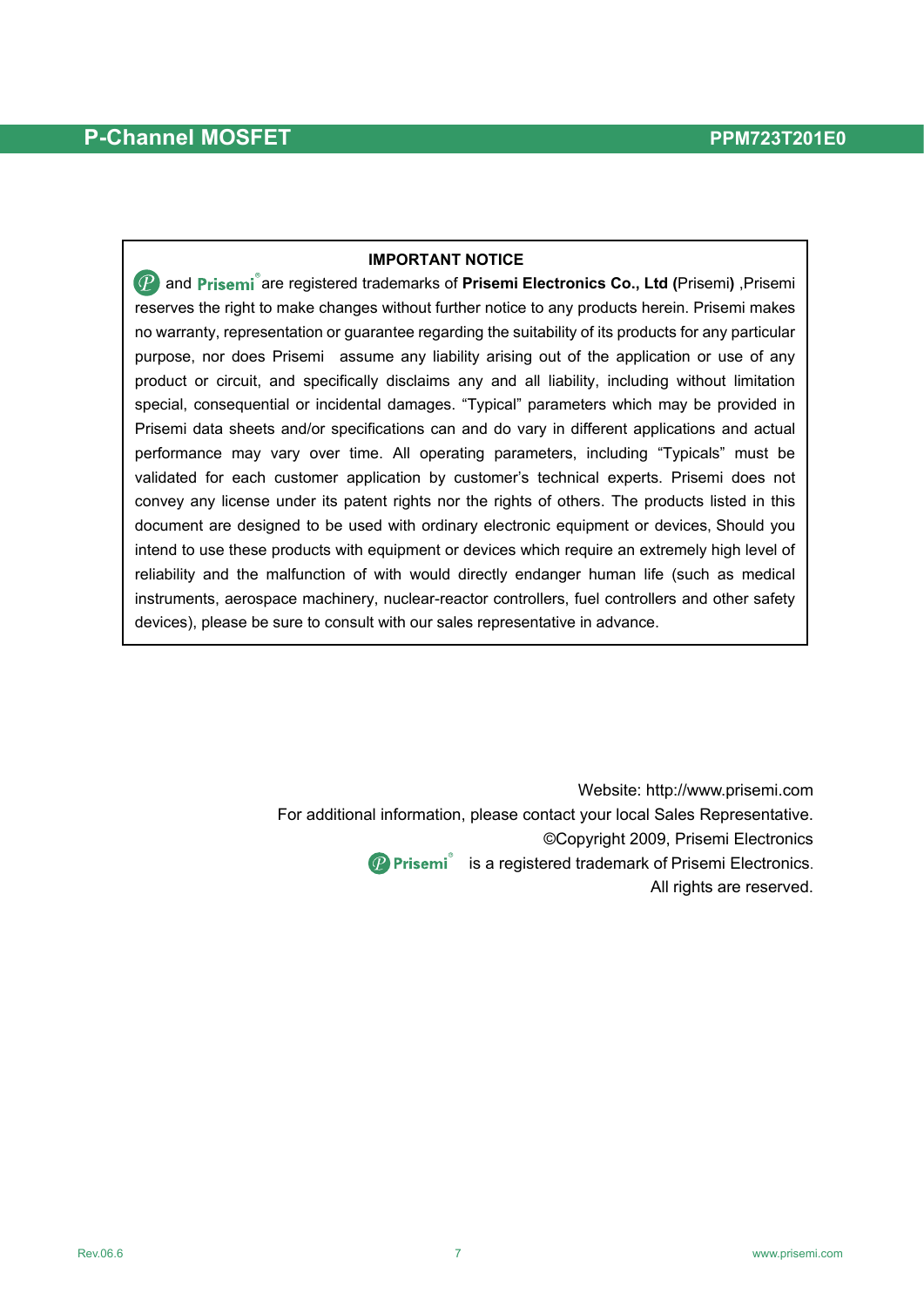**IMPORTANT NOTICE**

and Prisemi® are registered trademarks of **Prisemi Electronics Co., Ltd (**Prisemi**)** ,Prisemi reserves the right to make changes without further notice to any products herein. Prisemi makes no warranty, representation or guarantee regarding the suitability of its products for any particular purpose, nor does Prisemi assume any liability arising out of the application or use of any product or circuit, and specifically disclaims any and all liability, including without limitation special, consequential or incidental damages. "Typical" parameters which may be provided in Prisemi data sheets and/or specifications can and do vary in different applications and actual performance may vary over time. All operating parameters, including "Typicals" must be validated for each customer application by customer's technical experts. Prisemi does not convey any license under its patent rights nor the rights of others. The products listed in this document are designed to be used with ordinary electronic equipment or devices, Should you intend to use these products with equipment or devices which require an extremely high level of reliability and the malfunction of with would directly endanger human life (such as medical instruments, aerospace machinery, nuclear-reactor controllers, fuel controllers and other safety devices), please be sure to consult with our sales representative in advance.

Website: http://www.prisemi.com

For additional information, please contact your local Sales Representative.

©Copyright 2009, Prisemi Electronics

Prisemi® is a registered trademark of Prisemi Electronics.

All rights are reserved.